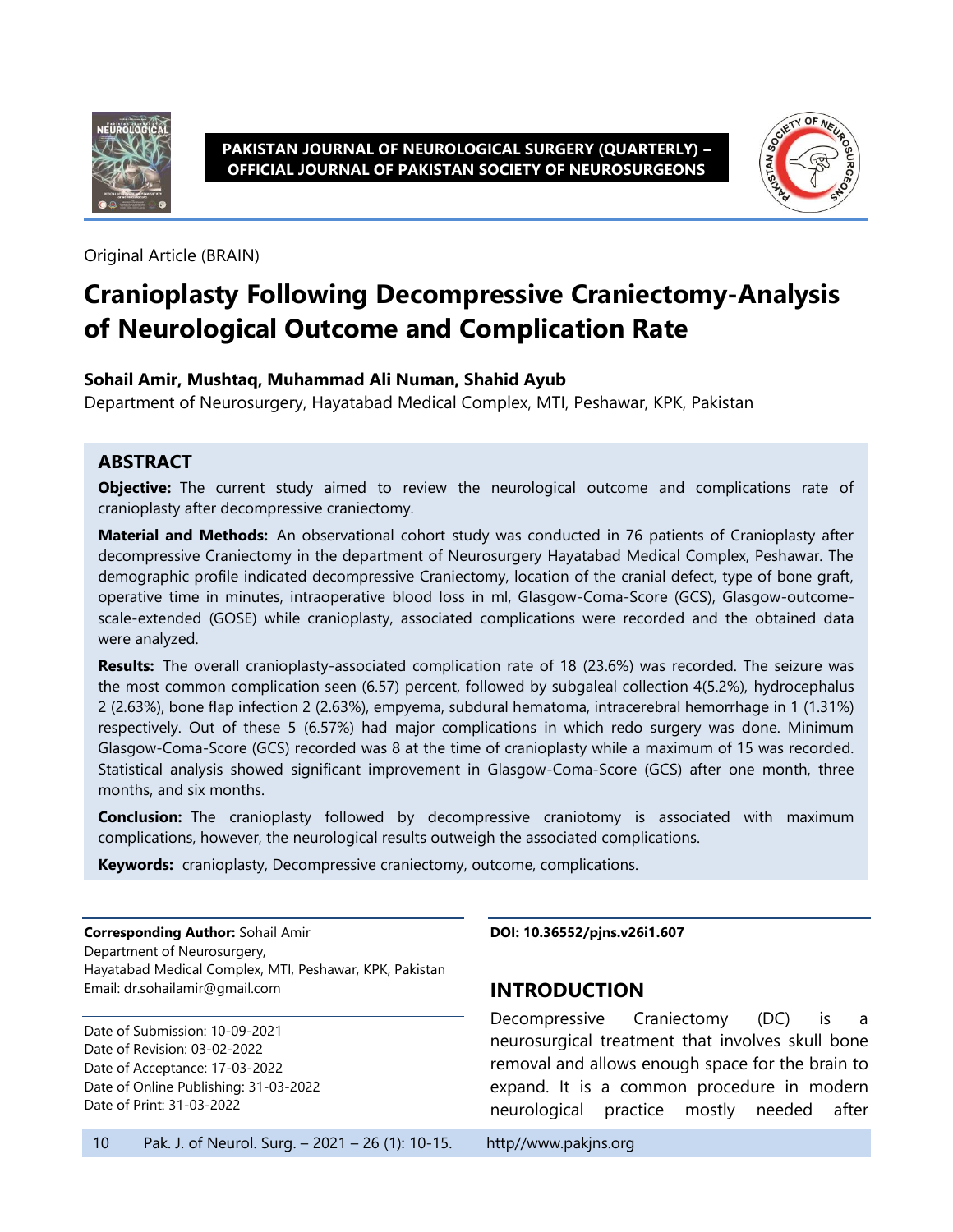PAKISTAN JOURNAL OF NEUROLOGICAL SURGERY (QUARTERLY) – OFFICIAL JOURNAL OF PAKISTAN SOCIETY OF NEUROSURGEONS

Original Article (BRAIN)

# Cranioplasty Following Decompressive Craniectomy-Analysis of Neurological Outcome and Complication Rate

**Sohail Amir, Mushtaq, Muhammad Ali Numan, Shahid Ayub**

Department of Neurosurgery, Hayatabad Medical Complex, MTI, Peshawar, KPK, Pakistan

## ABSTRACT

**Objective:** The current study aimed to review the neurological outcome and complications rate of cranioplasty after decompressive craniectomy.

**Material and Methods:** An observational cohort study was conducted in 76 patients of Cranioplasty after decompressive Craniectomy in the department of Neurosurgery Hayatabad Medical Complex, Peshawar. The demographic profile indicated decompressive Craniectomy, location of the cranial defect, type of bone graft, operative time in minutes, intraoperative blood loss in ml, Glasgow-Coma-Score (GCS), Glasgow-outcome-scale-extended (GOSE) while cranioplasty, associated complications were recorded and the obtained data were analyzed.

**Results:** The overall cranioplasty-associated complication rate of 18 (23.6%) was recorded. The seizure was the most common complication seen (6.57) percent, followed by subgaleal collection 4(5.2%), hydrocephalus 2 (2.63%), bone flap infection 2 (2.63%), empyema, subdural hematoma, intracerebral hemorrhage in 1 (1.31%) respectively. Out of these 5 (6.57%) had major complications in which redo surgery was done. Minimum Glasgow-Coma-Score (GCS) recorded was 8 at the time of cranioplasty while a maximum of 15 was recorded. Statistical analysis showed significant improvement in Glasgow-Coma-Score (GCS) after one month, three months, and six months.

**Conclusion:** The cranioplasty followed by decompressive craniotomy is associated with maximum complications, however, the neurological results outweigh the associated complications.

**Keywords:** cranioplasty, Decompressive craniectomy, outcome, complications.

**Corresponding Author:** Sohail Amir
Department of Neurosurgery,
Hayatabad Medical Complex, MTI, Peshawar, KPK, Pakistan
Email: dr.sohailamir@gmail.com

Date of Submission: 10-09-2021
Date of Revision: 03-02-2022
Date of Acceptance: 17-03-2022
Date of Online Publishing: 31-03-2022
Date of Print: 31-03-2022

**DOI: 10.36552/pjns.v26i1.607**

## INTRODUCTION

Decompressive Craniectomy (DC) is a neurosurgical treatment that involves skull bone removal and allows enough space for the brain to expand. It is a common procedure in modern neurological practice mostly needed after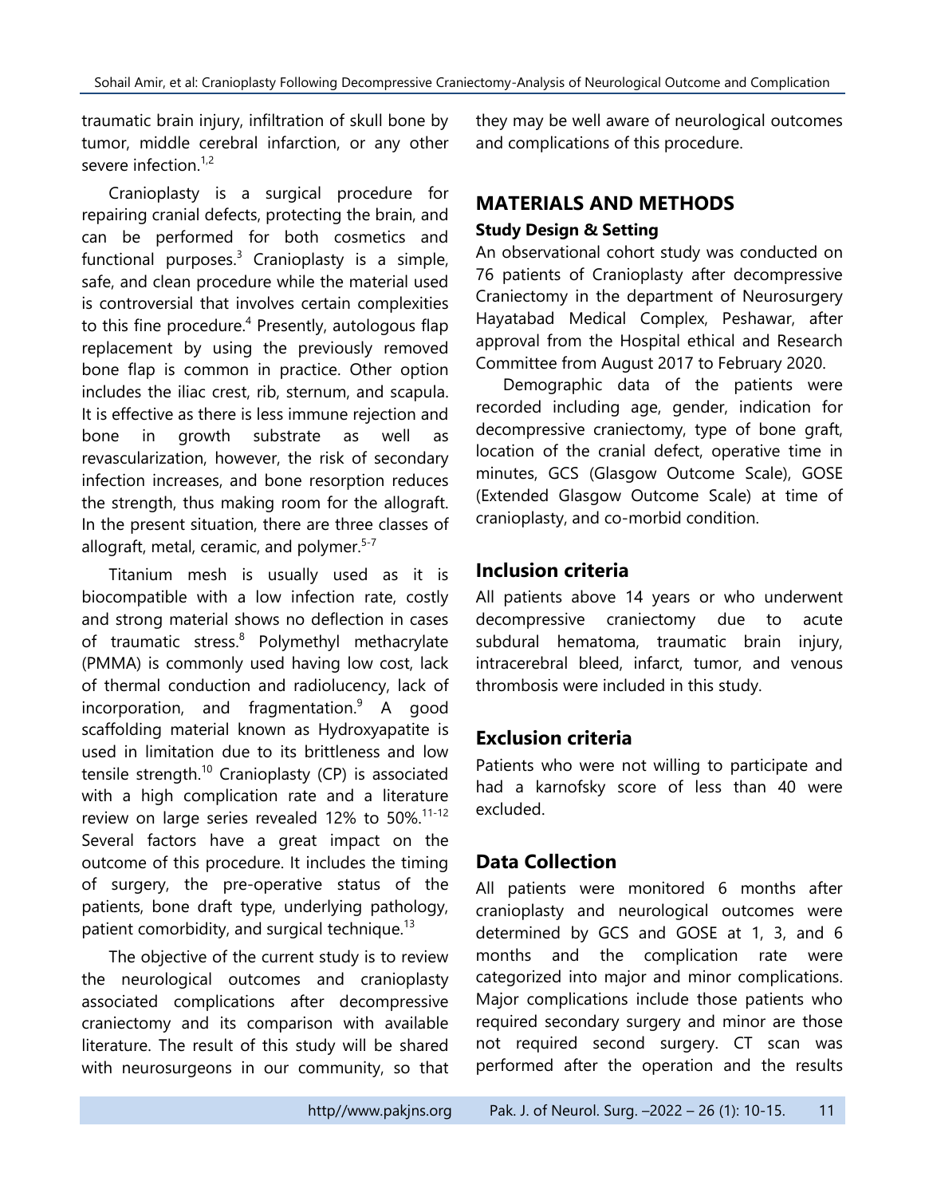traumatic brain injury, infiltration of skull bone by tumor, middle cerebral infarction, or any other severe infection.[1,2]

Cranioplasty is a surgical procedure for repairing cranial defects, protecting the brain, and can be performed for both cosmetics and functional purposes.[3] Cranioplasty is a simple, safe, and clean procedure while the material used is controversial that involves certain complexities to this fine procedure.[4] Presently, autologous flap replacement by using the previously removed bone flap is common in practice. Other option includes the iliac crest, rib, sternum, and scapula. It is effective as there is less immune rejection and bone in growth substrate as well as revascularization, however, the risk of secondary infection increases, and bone resorption reduces the strength, thus making room for the allograft. In the present situation, there are three classes of allograft, metal, ceramic, and polymer.[5-7]

Titanium mesh is usually used as it is biocompatible with a low infection rate, costly and strong material shows no deflection in cases of traumatic stress.[8] Polymethyl methacrylate (PMMA) is commonly used having low cost, lack of thermal conduction and radiolucency, lack of incorporation, and fragmentation.[9] A good scaffolding material known as Hydroxyapatite is used in limitation due to its brittleness and low tensile strength.[10] Cranioplasty (CP) is associated with a high complication rate and a literature review on large series revealed 12% to 50%.[11-12] Several factors have a great impact on the outcome of this procedure. It includes the timing of surgery, the pre-operative status of the patients, bone draft type, underlying pathology, patient comorbidity, and surgical technique.[13]

The objective of the current study is to review the neurological outcomes and cranioplasty associated complications after decompressive craniectomy and its comparison with available literature. The result of this study will be shared with neurosurgeons in our community, so that they may be well aware of neurological outcomes and complications of this procedure.

## MATERIALS AND METHODS

### Study Design & Setting

An observational cohort study was conducted on 76 patients of Cranioplasty after decompressive Craniectomy in the department of Neurosurgery Hayatabad Medical Complex, Peshawar, after approval from the Hospital ethical and Research Committee from August 2017 to February 2020.

Demographic data of the patients were recorded including age, gender, indication for decompressive craniectomy, type of bone graft, location of the cranial defect, operative time in minutes, GCS (Glasgow Outcome Scale), GOSE (Extended Glasgow Outcome Scale) at time of cranioplasty, and co-morbid condition.

## Inclusion criteria

All patients above 14 years or who underwent decompressive craniectomy due to acute subdural hematoma, traumatic brain injury, intracerebral bleed, infarct, tumor, and venous thrombosis were included in this study.

## Exclusion criteria

Patients who were not willing to participate and had a karnofsky score of less than 40 were excluded.

## Data Collection

All patients were monitored 6 months after cranioplasty and neurological outcomes were determined by GCS and GOSE at 1, 3, and 6 months and the complication rate were categorized into major and minor complications. Major complications include those patients who required secondary surgery and minor are those not required second surgery. CT scan was performed after the operation and the results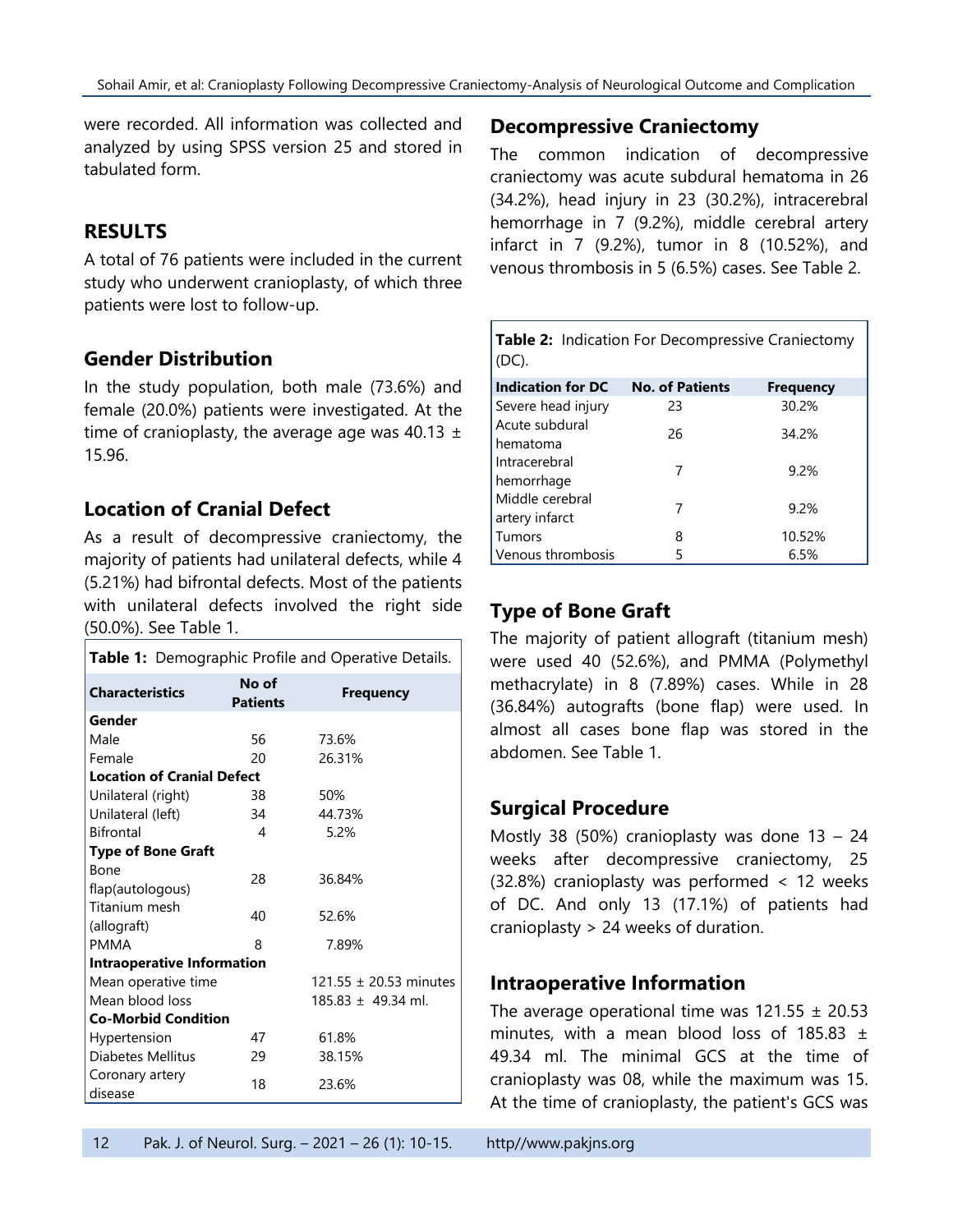were recorded. All information was collected and analyzed by using SPSS version 25 and stored in tabulated form.

## RESULTS

A total of 76 patients were included in the current study who underwent cranioplasty, of which three patients were lost to follow-up.

### Gender Distribution

In the study population, both male (73.6%) and female (20.0%) patients were investigated. At the time of cranioplasty, the average age was 40.13 ± 15.96.

### Location of Cranial Defect

As a result of decompressive craniectomy, the majority of patients had unilateral defects, while 4 (5.21%) had bifrontal defects. Most of the patients with unilateral defects involved the right side (50.0%). See Table 1.

**Table 1:** Demographic Profile and Operative Details.

| Characteristics | No of Patients | Frequency |
|---|---|---|
| **Gender** | | |
| Male | 56 | 73.6% |
| Female | 20 | 26.31% |
| **Location of Cranial Defect** | | |
| Unilateral (right) | 38 | 50% |
| Unilateral (left) | 34 | 44.73% |
| Bifrontal | 4 | 5.2% |
| **Type of Bone Graft** | | |
| Bone flap(autologous) | 28 | 36.84% |
| Titanium mesh (allograft) | 40 | 52.6% |
| PMMA | 8 | 7.89% |
| **Intraoperative Information** | | |
| Mean operative time | | 121.55 ± 20.53 minutes |
| Mean blood loss | | 185.83 ± 49.34 ml. |
| **Co-Morbid Condition** | | |
| Hypertension | 47 | 61.8% |
| Diabetes Mellitus | 29 | 38.15% |
| Coronary artery disease | 18 | 23.6% |

### Decompressive Craniectomy

The common indication of decompressive craniectomy was acute subdural hematoma in 26 (34.2%), head injury in 23 (30.2%), intracerebral hemorrhage in 7 (9.2%), middle cerebral artery infarct in 7 (9.2%), tumor in 8 (10.52%), and venous thrombosis in 5 (6.5%) cases. See Table 2.

**Table 2:** Indication For Decompressive Craniectomy (DC).

| Indication for DC | No. of Patients | Frequency |
|---|---|---|
| Severe head injury | 23 | 30.2% |
| Acute subdural hematoma | 26 | 34.2% |
| Intracerebral hemorrhage | 7 | 9.2% |
| Middle cerebral artery infarct | 7 | 9.2% |
| Tumors | 8 | 10.52% |
| Venous thrombosis | 5 | 6.5% |

### Type of Bone Graft

The majority of patient allograft (titanium mesh) were used 40 (52.6%), and PMMA (Polymethyl methacrylate) in 8 (7.89%) cases. While in 28 (36.84%) autografts (bone flap) were used. In almost all cases bone flap was stored in the abdomen. See Table 1.

### Surgical Procedure

Mostly 38 (50%) cranioplasty was done 13 – 24 weeks after decompressive craniectomy, 25 (32.8%) cranioplasty was performed < 12 weeks of DC. And only 13 (17.1%) of patients had cranioplasty > 24 weeks of duration.

### Intraoperative Information

The average operational time was 121.55 ± 20.53 minutes, with a mean blood loss of 185.83 ± 49.34 ml. The minimal GCS at the time of cranioplasty was 08, while the maximum was 15. At the time of cranioplasty, the patient's GCS was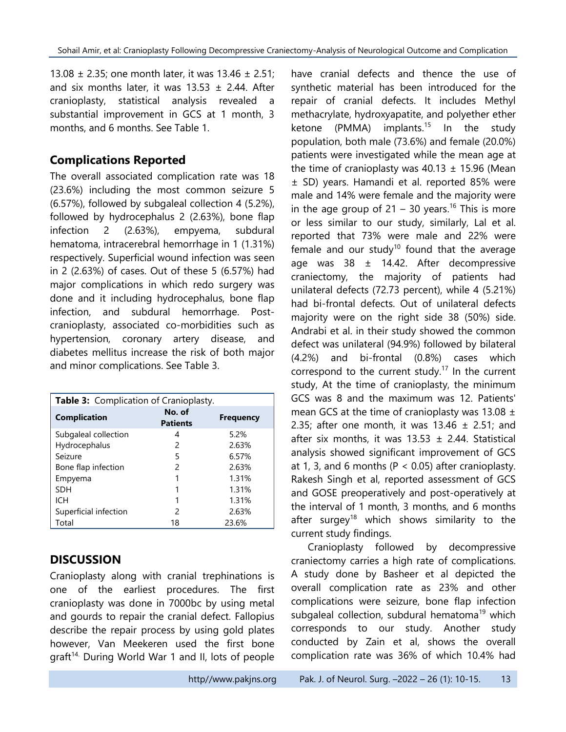13.08 ± 2.35; one month later, it was 13.46 ± 2.51; and six months later, it was 13.53 ± 2.44. After cranioplasty, statistical analysis revealed a substantial improvement in GCS at 1 month, 3 months, and 6 months. See Table 1.

## Complications Reported

The overall associated complication rate was 18 (23.6%) including the most common seizure 5 (6.57%), followed by subgaleal collection 4 (5.2%), followed by hydrocephalus 2 (2.63%), bone flap infection 2 (2.63%), empyema, subdural hematoma, intracerebral hemorrhage in 1 (1.31%) respectively. Superficial wound infection was seen in 2 (2.63%) of cases. Out of these 5 (6.57%) had major complications in which redo surgery was done and it including hydrocephalus, bone flap infection, and subdural hemorrhage. Post-cranioplasty, associated co-morbidities such as hypertension, coronary artery disease, and diabetes mellitus increase the risk of both major and minor complications. See Table 3.

**Table 3:** Complication of Cranioplasty.

| Complication | No. of Patients | Frequency |
|---|---|---|
| Subgaleal collection | 4 | 5.2% |
| Hydrocephalus | 2 | 2.63% |
| Seizure | 5 | 6.57% |
| Bone flap infection | 2 | 2.63% |
| Empyema | 1 | 1.31% |
| SDH | 1 | 1.31% |
| ICH | 1 | 1.31% |
| Superficial infection | 2 | 2.63% |
| Total | 18 | 23.6% |

## DISCUSSION

Cranioplasty along with cranial trephinations is one of the earliest procedures. The first cranioplasty was done in 7000bc by using metal and gourds to repair the cranial defect. Fallopius describe the repair process by using gold plates however, Van Meekeren used the first bone graft[14]. During World War 1 and II, lots of people have cranial defects and thence the use of synthetic material has been introduced for the repair of cranial defects. It includes Methyl methacrylate, hydroxyapatite, and polyether ether ketone (PMMA) implants.[15] In the study population, both male (73.6%) and female (20.0%) patients were investigated while the mean age at the time of cranioplasty was 40.13 ± 15.96 (Mean ± SD) years. Hamandi et al. reported 85% were male and 14% were female and the majority were in the age group of 21 – 30 years.[16] This is more or less similar to our study, similarly, Lal et al. reported that 73% were male and 22% were female and our study[10] found that the average age was 38 ± 14.42. After decompressive craniectomy, the majority of patients had unilateral defects (72.73 percent), while 4 (5.21%) had bi-frontal defects. Out of unilateral defects majority were on the right side 38 (50%) side. Andrabi et al. in their study showed the common defect was unilateral (94.9%) followed by bilateral (4.2%) and bi-frontal (0.8%) cases which correspond to the current study.[17] In the current study, At the time of cranioplasty, the minimum GCS was 8 and the maximum was 12. Patients' mean GCS at the time of cranioplasty was 13.08 ± 2.35; after one month, it was 13.46 ± 2.51; and after six months, it was 13.53 ± 2.44. Statistical analysis showed significant improvement of GCS at 1, 3, and 6 months ($P < 0.05$) after cranioplasty. Rakesh Singh et al, reported assessment of GCS and GOSE preoperatively and post-operatively at the interval of 1 month, 3 months, and 6 months after surgey[18] which shows similarity to the current study findings.

Cranioplasty followed by decompressive craniectomy carries a high rate of complications. A study done by Basheer et al depicted the overall complication rate as 23% and other complications were seizure, bone flap infection subgaleal collection, subdural hematoma[19] which corresponds to our study. Another study conducted by Zain et al, shows the overall complication rate was 36% of which 10.4% had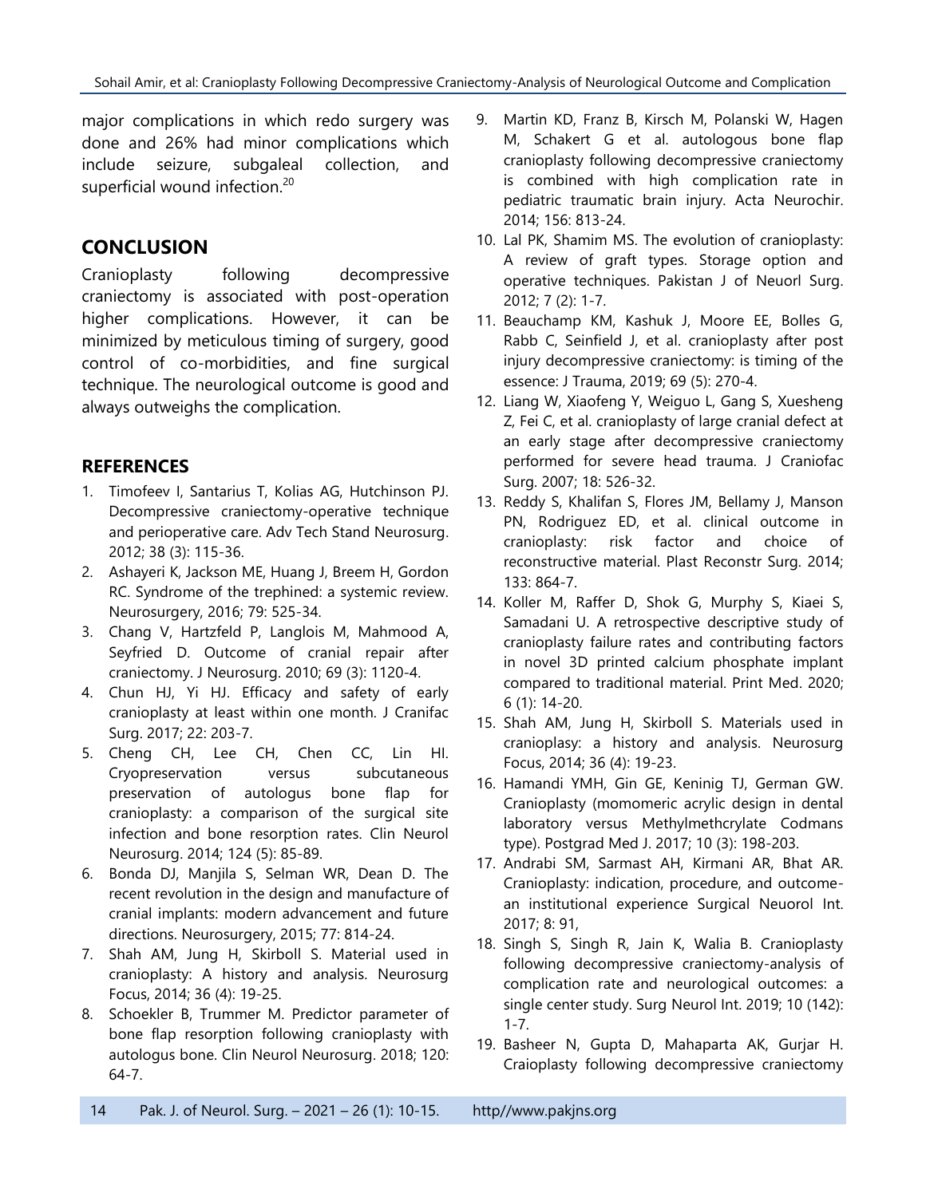major complications in which redo surgery was done and 26% had minor complications which include seizure, subgaleal collection, and superficial wound infection.[20]

## CONCLUSION

Cranioplasty following decompressive craniectomy is associated with post-operation higher complications. However, it can be minimized by meticulous timing of surgery, good control of co-morbidities, and fine surgical technique. The neurological outcome is good and always outweighs the complication.

### REFERENCES

1. Timofeev I, Santarius T, Kolias AG, Hutchinson PJ. Decompressive craniectomy-operative technique and perioperative care. Adv Tech Stand Neurosurg. 2012; 38 (3): 115-36.
2. Ashayeri K, Jackson ME, Huang J, Breem H, Gordon RC. Syndrome of the trephined: a systemic review. Neurosurgery, 2016; 79: 525-34.
3. Chang V, Hartzfeld P, Langlois M, Mahmood A, Seyfried D. Outcome of cranial repair after craniectomy. J Neurosurg. 2010; 69 (3): 1120-4.
4. Chun HJ, Yi HJ. Efficacy and safety of early cranioplasty at least within one month. J Cranifac Surg. 2017; 22: 203-7.
5. Cheng CH, Lee CH, Chen CC, Lin HI. Cryopreservation versus subcutaneous preservation of autologus bone flap for cranioplasty: a comparison of the surgical site infection and bone resorption rates. Clin Neurol Neurosurg. 2014; 124 (5): 85-89.
6. Bonda DJ, Manjila S, Selman WR, Dean D. The recent revolution in the design and manufacture of cranial implants: modern advancement and future directions. Neurosurgery, 2015; 77: 814-24.
7. Shah AM, Jung H, Skirboll S. Material used in cranioplasty: A history and analysis. Neurosurg Focus, 2014; 36 (4): 19-25.
8. Schoekler B, Trummer M. Predictor parameter of bone flap resorption following cranioplasty with autologus bone. Clin Neurol Neurosurg. 2018; 120: 64-7.
9. Martin KD, Franz B, Kirsch M, Polanski W, Hagen M, Schakert G et al. autologous bone flap cranioplasty following decompressive craniectomy is combined with high complication rate in pediatric traumatic brain injury. Acta Neurochir. 2014; 156: 813-24.
10. Lal PK, Shamim MS. The evolution of cranioplasty: A review of graft types. Storage option and operative techniques. Pakistan J of Neuorl Surg. 2012; 7 (2): 1-7.
11. Beauchamp KM, Kashuk J, Moore EE, Bolles G, Rabb C, Seinfield J, et al. cranioplasty after post injury decompressive craniectomy: is timing of the essence: J Trauma, 2019; 69 (5): 270-4.
12. Liang W, Xiaofeng Y, Weiguo L, Gang S, Xuesheng Z, Fei C, et al. cranioplasty of large cranial defect at an early stage after decompressive craniectomy performed for severe head trauma. J Craniofac Surg. 2007; 18: 526-32.
13. Reddy S, Khalifan S, Flores JM, Bellamy J, Manson PN, Rodriguez ED, et al. clinical outcome in cranioplasty: risk factor and choice of reconstructive material. Plast Reconstr Surg. 2014; 133: 864-7.
14. Koller M, Raffer D, Shok G, Murphy S, Kiaei S, Samadani U. A retrospective descriptive study of cranioplasty failure rates and contributing factors in novel 3D printed calcium phosphate implant compared to traditional material. Print Med. 2020; 6 (1): 14-20.
15. Shah AM, Jung H, Skirboll S. Materials used in cranioplasy: a history and analysis. Neurosurg Focus, 2014; 36 (4): 19-23.
16. Hamandi YMH, Gin GE, Keninig TJ, German GW. Cranioplasty (momomeric acrylic design in dental laboratory versus Methylmethcrylate Codmans type). Postgrad Med J. 2017; 10 (3): 198-203.
17. Andrabi SM, Sarmast AH, Kirmani AR, Bhat AR. Cranioplasty: indication, procedure, and outcome-an institutional experience Surgical Neuorol Int. 2017; 8: 91,
18. Singh S, Singh R, Jain K, Walia B. Cranioplasty following decompressive craniectomy-analysis of complication rate and neurological outcomes: a single center study. Surg Neurol Int. 2019; 10 (142): 1-7.
19. Basheer N, Gupta D, Mahaparta AK, Gurjar H. Craioplasty following decompressive craniectomy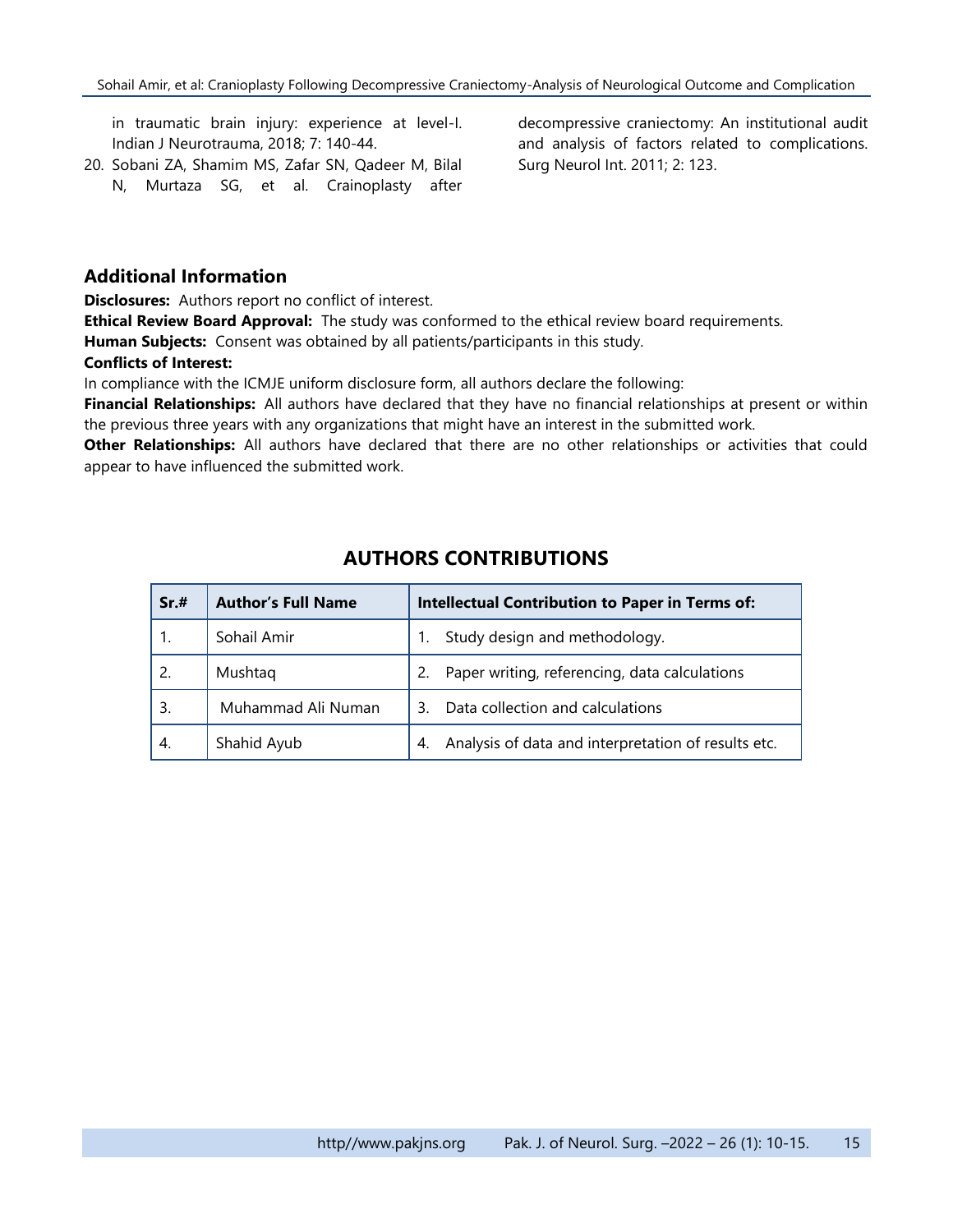in traumatic brain injury: experience at level-I. Indian J Neurotrauma, 2018; 7: 140-44.

20. Sobani ZA, Shamim MS, Zafar SN, Qadeer M, Bilal N, Murtaza SG, et al. Crainoplasty after decompressive craniectomy: An institutional audit and analysis of factors related to complications. Surg Neurol Int. 2011; 2: 123.

## Additional Information

**Disclosures:** Authors report no conflict of interest.

**Ethical Review Board Approval:** The study was conformed to the ethical review board requirements.

**Human Subjects:** Consent was obtained by all patients/participants in this study.

**Conflicts of Interest:**

In compliance with the ICMJE uniform disclosure form, all authors declare the following:

**Financial Relationships:** All authors have declared that they have no financial relationships at present or within the previous three years with any organizations that might have an interest in the submitted work.

**Other Relationships:** All authors have declared that there are no other relationships or activities that could appear to have influenced the submitted work.

## AUTHORS CONTRIBUTIONS

| Sr.# | Author's Full Name | Intellectual Contribution to Paper in Terms of: |
|---|---|---|
| 1. | Sohail Amir | 1. Study design and methodology. |
| 2. | Mushtaq | 2. Paper writing, referencing, data calculations |
| 3. | Muhammad Ali Numan | 3. Data collection and calculations |
| 4. | Shahid Ayub | 4. Analysis of data and interpretation of results etc. |